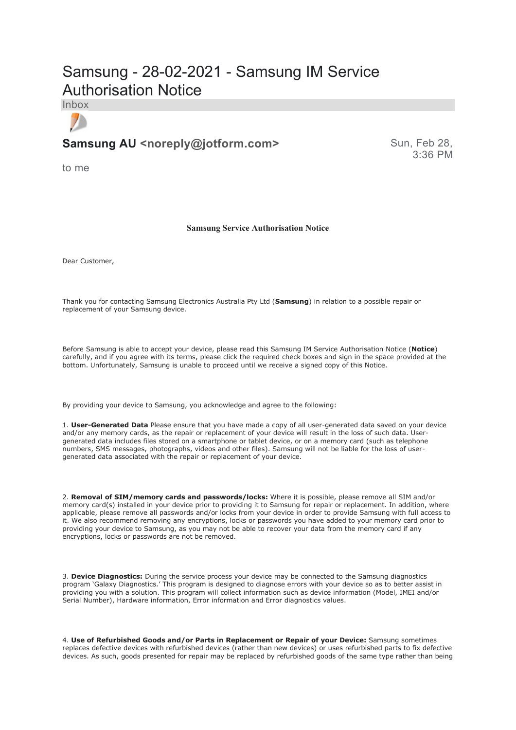# Samsung - 28-02-2021 - Samsung IM Service Authorisation Notice

Inbox

**Samsung AU <noreply@jotform.com>**

Sun, Feb 28, 3:36 PM

to me

**Samsung Service Authorisation Notice**

Dear Customer,

Thank you for contacting Samsung Electronics Australia Pty Ltd (**Samsung**) in relation to a possible repair or replacement of your Samsung device.

Before Samsung is able to accept your device, please read this Samsung IM Service Authorisation Notice (**Notice**) carefully, and if you agree with its terms, please click the required check boxes and sign in the space provided at the bottom. Unfortunately, Samsung is unable to proceed until we receive a signed copy of this Notice.

By providing your device to Samsung, you acknowledge and agree to the following:

1. **User-Generated Data** Please ensure that you have made a copy of all user-generated data saved on your device and/or any memory cards, as the repair or replacement of your device will result in the loss of such data. User-generated data includes files stored on a smartphone or tablet device, or on a memory card (such as telephone numbers, SMS messages, photographs, videos and other files). Samsung will not be liable for the loss of user-generated data associated with the repair or replacement of your device.

2. **Removal of SIM/memory cards and passwords/locks:** Where it is possible, please remove all SIM and/or memory card(s) installed in your device prior to providing it to Samsung for repair or replacement. In addition, where applicable, please remove all passwords and/or locks from your device in order to provide Samsung with full access to it. We also recommend removing any encryptions, locks or passwords you have added to your memory card prior to providing your device to Samsung, as you may not be able to recover your data from the memory card if any encryptions, locks or passwords are not be removed.

3. **Device Diagnostics:** During the service process your device may be connected to the Samsung diagnostics program 'Galaxy Diagnostics.' This program is designed to diagnose errors with your device so as to better assist in providing you with a solution. This program will collect information such as device information (Model, IMEI and/or Serial Number), Hardware information, Error information and Error diagnostics values.

4. **Use of Refurbished Goods and/or Parts in Replacement or Repair of your Device:** Samsung sometimes replaces defective devices with refurbished devices (rather than new devices) or uses refurbished parts to fix defective devices. As such, goods presented for repair may be replaced by refurbished goods of the same type rather than being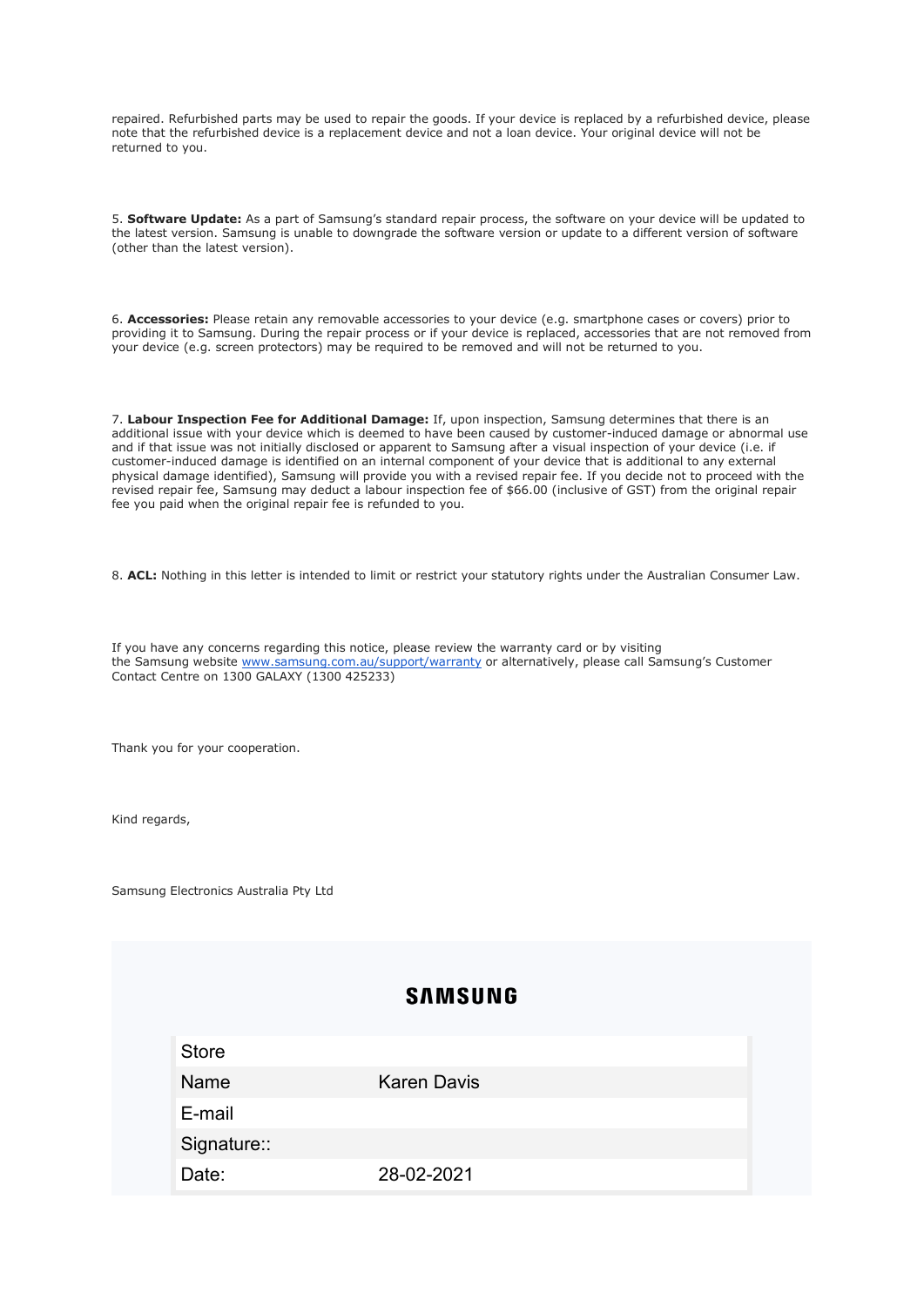repaired. Refurbished parts may be used to repair the goods. If your device is replaced by a refurbished device, please note that the refurbished device is a replacement device and not a loan device. Your original device will not be returned to you.

5. **Software Update:** As a part of Samsung's standard repair process, the software on your device will be updated to the latest version. Samsung is unable to downgrade the software version or update to a different version of software (other than the latest version).

6. **Accessories:** Please retain any removable accessories to your device (e.g. smartphone cases or covers) prior to providing it to Samsung. During the repair process or if your device is replaced, accessories that are not removed from your device (e.g. screen protectors) may be required to be removed and will not be returned to you.

7. **Labour Inspection Fee for Additional Damage:** If, upon inspection, Samsung determines that there is an additional issue with your device which is deemed to have been caused by customer-induced damage or abnormal use and if that issue was not initially disclosed or apparent to Samsung after a visual inspection of your device (i.e. if customer-induced damage is identified on an internal component of your device that is additional to any external physical damage identified), Samsung will provide you with a revised repair fee. If you decide not to proceed with the revised repair fee, Samsung may deduct a labour inspection fee of $66.00 (inclusive of GST) from the original repair fee you paid when the original repair fee is refunded to you.

8. **ACL:** Nothing in this letter is intended to limit or restrict your statutory rights under the Australian Consumer Law.

If you have any concerns regarding this notice, please review the warranty card or by visiting the Samsung website [www.samsung.com.au/support/warranty](www.samsung.com.au/support/warranty) or alternatively, please call Samsung's Customer Contact Centre on 1300 GALAXY (1300 425233)

Thank you for your cooperation.

Kind regards,

Samsung Electronics Australia Pty Ltd

**SAMSUNG**

| Store | |
|---|---|
| Name | Karen Davis |
| E-mail | |
| Signature:: | |
| Date: | 28-02-2021 |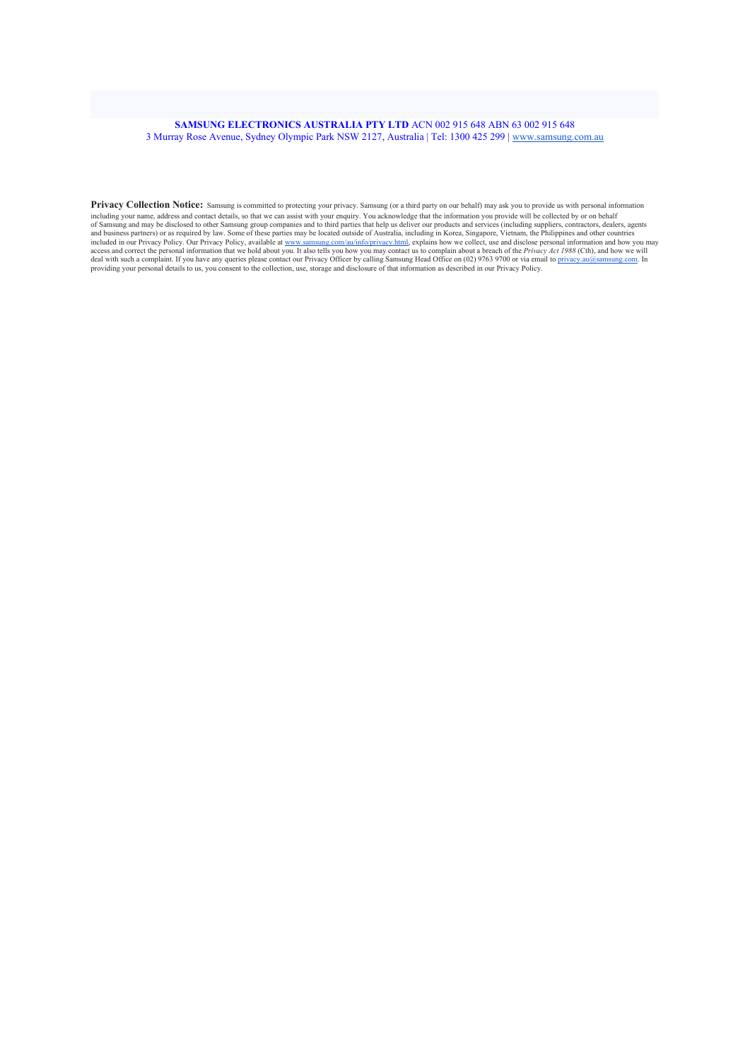**SAMSUNG ELECTRONICS AUSTRALIA PTY LTD** ACN 002 915 648 ABN 63 002 915 648
3 Murray Rose Avenue, Sydney Olympic Park NSW 2127, Australia | Tel: 1300 425 299 | www.samsung.com.au

**Privacy Collection Notice:** Samsung is committed to protecting your privacy. Samsung (or a third party on our behalf) may ask you to provide us with personal information including your name, address and contact details, so that we can assist with your enquiry. You acknowledge that the information you provide will be collected by or on behalf of Samsung and may be disclosed to other Samsung group companies and to third parties that help us deliver our products and services (including suppliers, contractors, dealers, agents and business partners) or as required by law. Some of these parties may be located outside of Australia, including in Korea, Singapore, Vietnam, the Philippines and other countries included in our Privacy Policy. Our Privacy Policy, available at www.samsung.com/au/info/privacy.html, explains how we collect, use and disclose personal information and how you may access and correct the personal information that we hold about you. It also tells you how you may contact us to complain about a breach of the *Privacy Act 1988* (Cth), and how we will deal with such a complaint. If you have any queries please contact our Privacy Officer by calling Samsung Head Office on (02) 9763 9700 or via email to privacy.au@samsung.com. In providing your personal details to us, you consent to the collection, use, storage and disclosure of that information as described in our Privacy Policy.